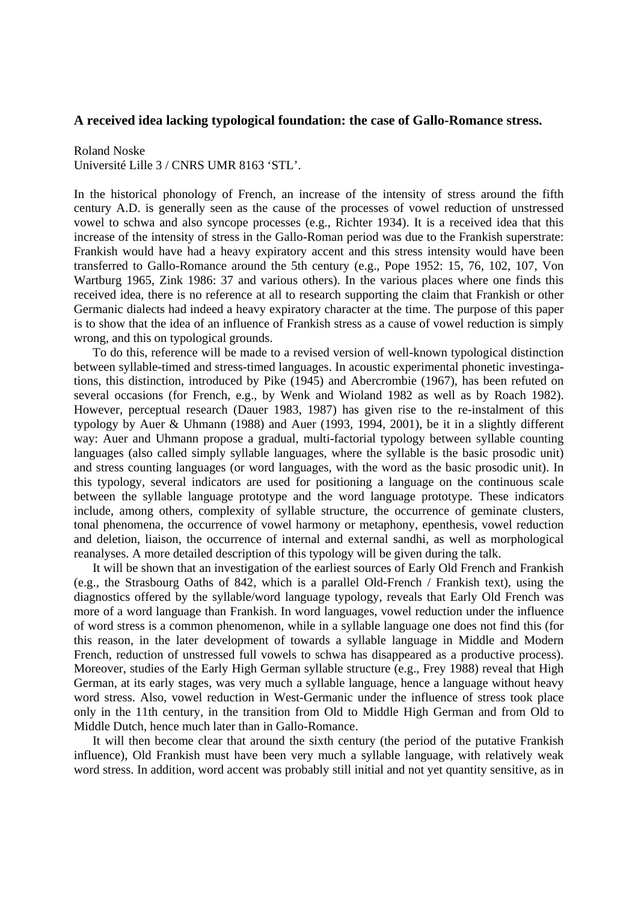**A received idea lacking typological foundation: the case of Gallo-Romance stress.**

Roland Noske
Université Lille 3 / CNRS UMR 8163 'STL'.

In the historical phonology of French, an increase of the intensity of stress around the fifth century A.D. is generally seen as the cause of the processes of vowel reduction of unstressed vowel to schwa and also syncope processes (e.g., Richter 1934). It is a received idea that this increase of the intensity of stress in the Gallo-Roman period was due to the Frankish superstrate: Frankish would have had a heavy expiratory accent and this stress intensity would have been transferred to Gallo-Romance around the 5th century (e.g., Pope 1952: 15, 76, 102, 107, Von Wartburg 1965, Zink 1986: 37 and various others). In the various places where one finds this received idea, there is no reference at all to research supporting the claim that Frankish or other Germanic dialects had indeed a heavy expiratory character at the time. The purpose of this paper is to show that the idea of an influence of Frankish stress as a cause of vowel reduction is simply wrong, and this on typological grounds.

To do this, reference will be made to a revised version of well-known typological distinction between syllable-timed and stress-timed languages. In acoustic experimental phonetic investigations, this distinction, introduced by Pike (1945) and Abercrombie (1967), has been refuted on several occasions (for French, e.g., by Wenk and Wioland 1982 as well as by Roach 1982). However, perceptual research (Dauer 1983, 1987) has given rise to the re-instalment of this typology by Auer & Uhmann (1988) and Auer (1993, 1994, 2001), be it in a slightly different way: Auer and Uhmann propose a gradual, multi-factorial typology between syllable counting languages (also called simply syllable languages, where the syllable is the basic prosodic unit) and stress counting languages (or word languages, with the word as the basic prosodic unit). In this typology, several indicators are used for positioning a language on the continuous scale between the syllable language prototype and the word language prototype. These indicators include, among others, complexity of syllable structure, the occurrence of geminate clusters, tonal phenomena, the occurrence of vowel harmony or metaphony, epenthesis, vowel reduction and deletion, liaison, the occurrence of internal and external sandhi, as well as morphological reanalyses. A more detailed description of this typology will be given during the talk.

It will be shown that an investigation of the earliest sources of Early Old French and Frankish (e.g., the Strasbourg Oaths of 842, which is a parallel Old-French / Frankish text), using the diagnostics offered by the syllable/word language typology, reveals that Early Old French was more of a word language than Frankish. In word languages, vowel reduction under the influence of word stress is a common phenomenon, while in a syllable language one does not find this (for this reason, in the later development of towards a syllable language in Middle and Modern French, reduction of unstressed full vowels to schwa has disappeared as a productive process). Moreover, studies of the Early High German syllable structure (e.g., Frey 1988) reveal that High German, at its early stages, was very much a syllable language, hence a language without heavy word stress. Also, vowel reduction in West-Germanic under the influence of stress took place only in the 11th century, in the transition from Old to Middle High German and from Old to Middle Dutch, hence much later than in Gallo-Romance.

It will then become clear that around the sixth century (the period of the putative Frankish influence), Old Frankish must have been very much a syllable language, with relatively weak word stress. In addition, word accent was probably still initial and not yet quantity sensitive, as in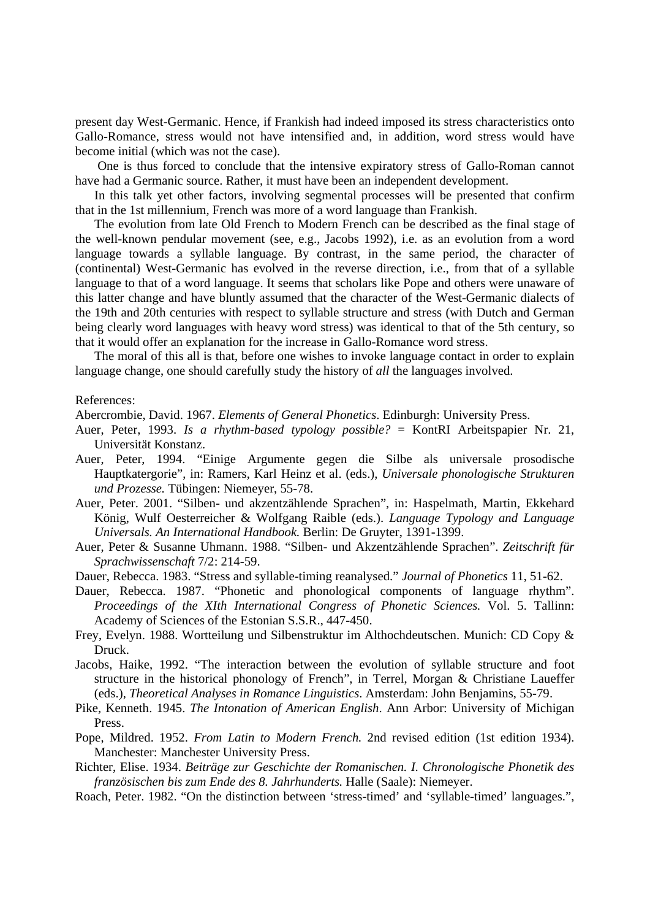present day West-Germanic. Hence, if Frankish had indeed imposed its stress characteristics onto Gallo-Romance, stress would not have intensified and, in addition, word stress would have become initial (which was not the case).

One is thus forced to conclude that the intensive expiratory stress of Gallo-Roman cannot have had a Germanic source. Rather, it must have been an independent development.

In this talk yet other factors, involving segmental processes will be presented that confirm that in the 1st millennium, French was more of a word language than Frankish.

The evolution from late Old French to Modern French can be described as the final stage of the well-known pendular movement (see, e.g., Jacobs 1992), i.e. as an evolution from a word language towards a syllable language. By contrast, in the same period, the character of (continental) West-Germanic has evolved in the reverse direction, i.e., from that of a syllable language to that of a word language. It seems that scholars like Pope and others were unaware of this latter change and have bluntly assumed that the character of the West-Germanic dialects of the 19th and 20th centuries with respect to syllable structure and stress (with Dutch and German being clearly word languages with heavy word stress) was identical to that of the 5th century, so that it would offer an explanation for the increase in Gallo-Romance word stress.

The moral of this all is that, before one wishes to invoke language contact in order to explain language change, one should carefully study the history of *all* the languages involved.

References:

Abercrombie, David. 1967. *Elements of General Phonetics*. Edinburgh: University Press.

Auer, Peter, 1993. *Is a rhythm-based typology possible?* = KontRI Arbeitspapier Nr. 21, Universität Konstanz.

Auer, Peter, 1994. "Einige Argumente gegen die Silbe als universale prosodische Hauptkatergorie", in: Ramers, Karl Heinz et al. (eds.), *Universale phonologische Strukturen und Prozesse.* Tübingen: Niemeyer, 55-78.

Auer, Peter. 2001. "Silben- und akzentzählende Sprachen", in: Haspelmath, Martin, Ekkehard König, Wulf Oesterreicher & Wolfgang Raible (eds.). *Language Typology and Language Universals. An International Handbook.* Berlin: De Gruyter, 1391-1399.

Auer, Peter & Susanne Uhmann. 1988. "Silben- und Akzentzählende Sprachen". *Zeitschrift für Sprachwissenschaft* 7/2: 214-59.

Dauer, Rebecca. 1983. "Stress and syllable-timing reanalysed." *Journal of Phonetics* 11, 51-62.

Dauer, Rebecca. 1987. "Phonetic and phonological components of language rhythm". *Proceedings of the XIth International Congress of Phonetic Sciences.* Vol. 5. Tallinn: Academy of Sciences of the Estonian S.S.R., 447-450.

Frey, Evelyn. 1988. Wortteilung und Silbenstruktur im Althochdeutschen. Munich: CD Copy & Druck.

Jacobs, Haike, 1992. "The interaction between the evolution of syllable structure and foot structure in the historical phonology of French", in Terrel, Morgan & Christiane Laueffer (eds.), *Theoretical Analyses in Romance Linguistics*. Amsterdam: John Benjamins, 55-79.

Pike, Kenneth. 1945. *The Intonation of American English*. Ann Arbor: University of Michigan Press.

Pope, Mildred. 1952. *From Latin to Modern French.* 2nd revised edition (1st edition 1934). Manchester: Manchester University Press.

Richter, Elise. 1934. *Beiträge zur Geschichte der Romanischen. I. Chronologische Phonetik des französischen bis zum Ende des 8. Jahrhunderts.* Halle (Saale): Niemeyer.

Roach, Peter. 1982. "On the distinction between 'stress-timed' and 'syllable-timed' languages.",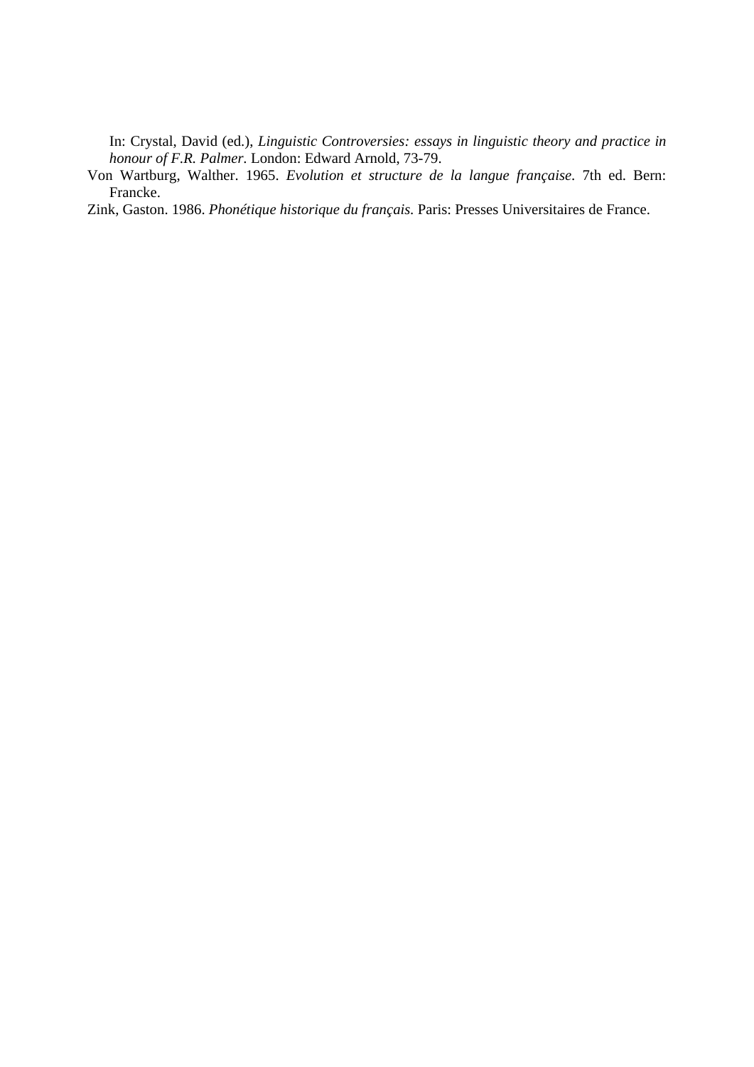In: Crystal, David (ed.), *Linguistic Controversies: essays in linguistic theory and practice in honour of F.R. Palmer*. London: Edward Arnold, 73-79.

Von Wartburg, Walther. 1965. *Evolution et structure de la langue française*. 7th ed. Bern: Francke.

Zink, Gaston. 1986. *Phonétique historique du français.* Paris: Presses Universitaires de France.